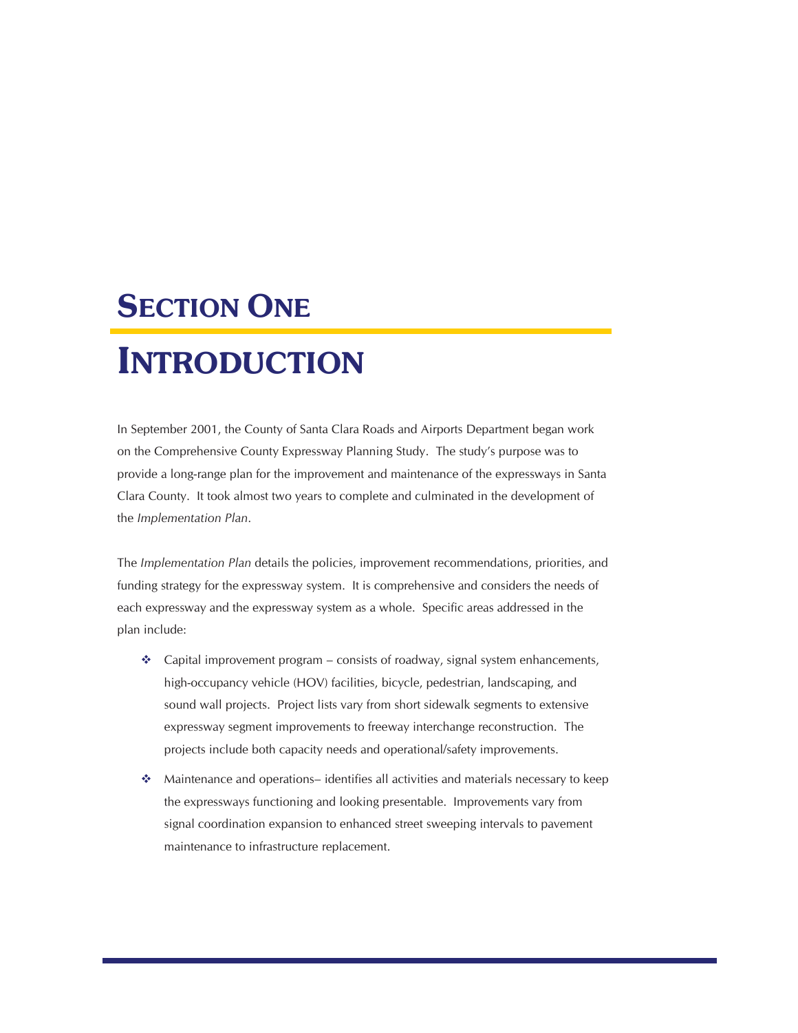# SECTION ONE

# INTRODUCTION

In September 2001, the County of Santa Clara Roads and Airports Department began work on the Comprehensive County Expressway Planning Study. The study's purpose was to provide a long-range plan for the improvement and maintenance of the expressways in Santa Clara County. It took almost two years to complete and culminated in the development of the *Implementation Plan*.

The *Implementation Plan* details the policies, improvement recommendations, priorities, and funding strategy for the expressway system. It is comprehensive and considers the needs of each expressway and the expressway system as a whole. Specific areas addressed in the plan include:

- Capital improvement program – consists of roadway, signal system enhancements, high-occupancy vehicle (HOV) facilities, bicycle, pedestrian, landscaping, and sound wall projects. Project lists vary from short sidewalk segments to extensive expressway segment improvements to freeway interchange reconstruction. The projects include both capacity needs and operational/safety improvements.
- Maintenance and operations– identifies all activities and materials necessary to keep the expressways functioning and looking presentable. Improvements vary from signal coordination expansion to enhanced street sweeping intervals to pavement maintenance to infrastructure replacement.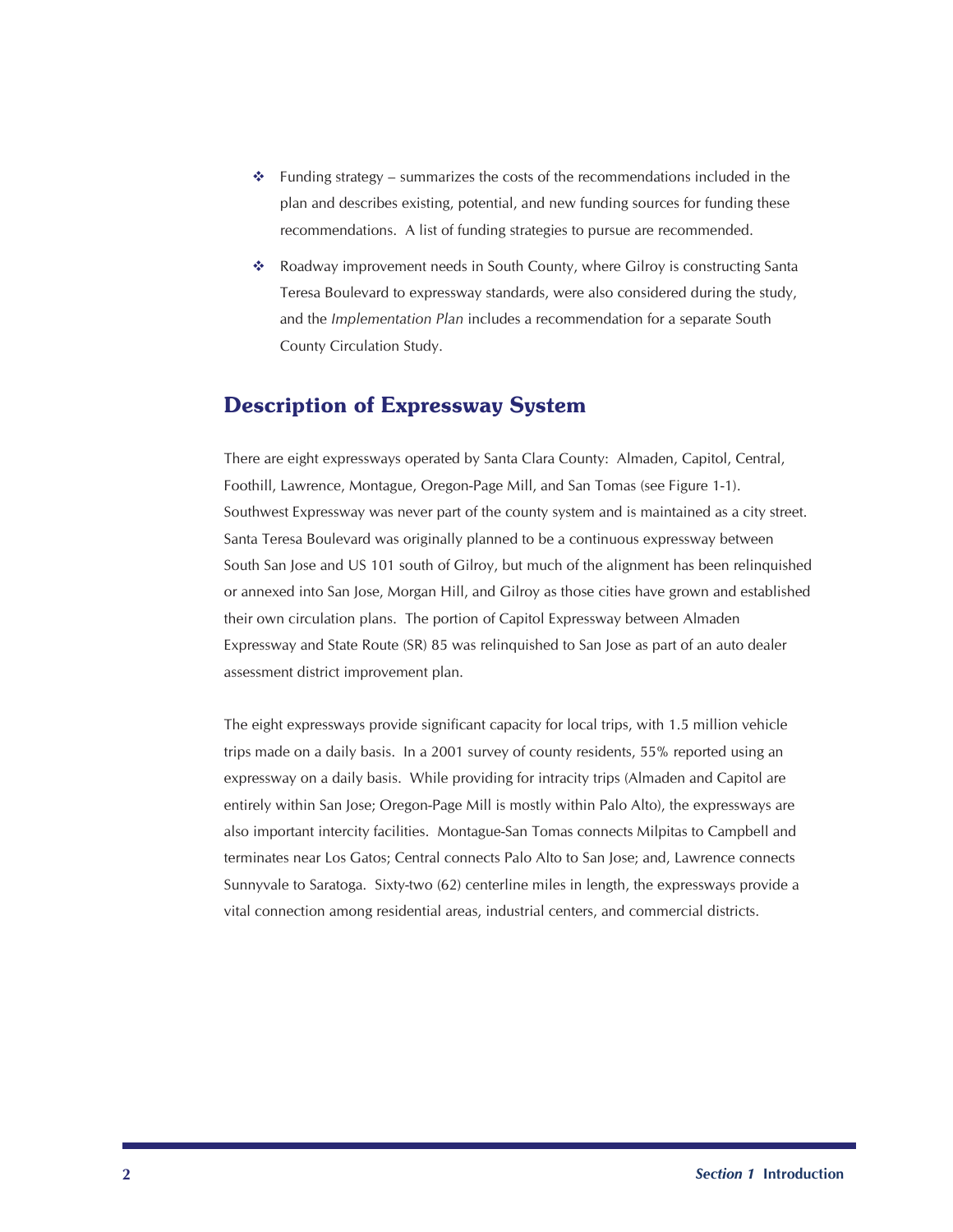- Funding strategy – summarizes the costs of the recommendations included in the plan and describes existing, potential, and new funding sources for funding these recommendations. A list of funding strategies to pursue are recommended.
- Roadway improvement needs in South County, where Gilroy is constructing Santa Teresa Boulevard to expressway standards, were also considered during the study, and the *Implementation Plan* includes a recommendation for a separate South County Circulation Study.

## Description of Expressway System

There are eight expressways operated by Santa Clara County: Almaden, Capitol, Central, Foothill, Lawrence, Montague, Oregon-Page Mill, and San Tomas (see Figure 1-1). Southwest Expressway was never part of the county system and is maintained as a city street. Santa Teresa Boulevard was originally planned to be a continuous expressway between South San Jose and US 101 south of Gilroy, but much of the alignment has been relinquished or annexed into San Jose, Morgan Hill, and Gilroy as those cities have grown and established their own circulation plans. The portion of Capitol Expressway between Almaden Expressway and State Route (SR) 85 was relinquished to San Jose as part of an auto dealer assessment district improvement plan.

The eight expressways provide significant capacity for local trips, with 1.5 million vehicle trips made on a daily basis. In a 2001 survey of county residents, 55% reported using an expressway on a daily basis. While providing for intracity trips (Almaden and Capitol are entirely within San Jose; Oregon-Page Mill is mostly within Palo Alto), the expressways are also important intercity facilities. Montague-San Tomas connects Milpitas to Campbell and terminates near Los Gatos; Central connects Palo Alto to San Jose; and, Lawrence connects Sunnyvale to Saratoga. Sixty-two (62) centerline miles in length, the expressways provide a vital connection among residential areas, industrial centers, and commercial districts.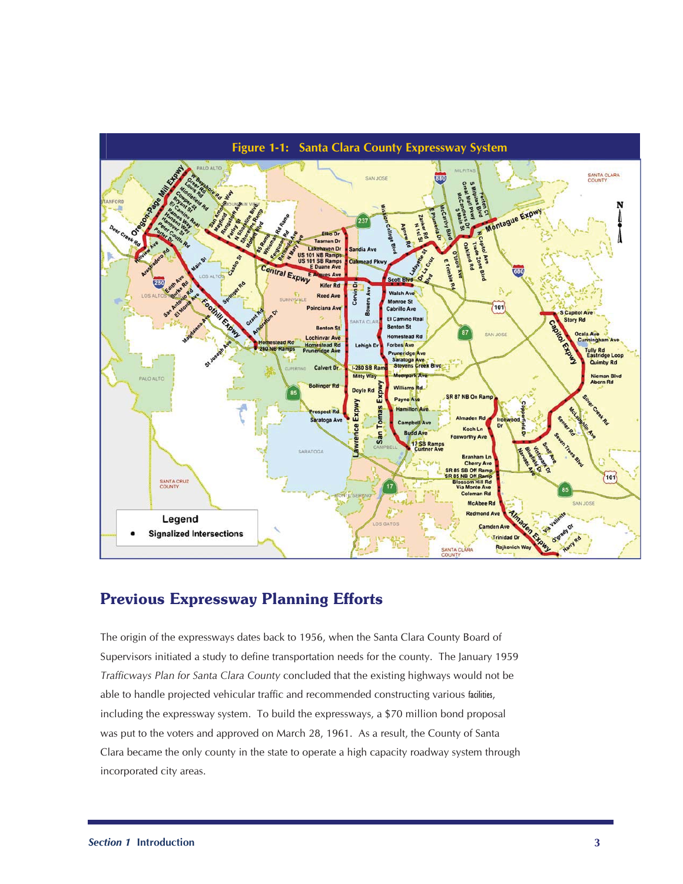**Figure 1-1: Santa Clara County Expressway System**

## Previous Expressway Planning Efforts

The origin of the expressways dates back to 1956, when the Santa Clara County Board of Supervisors initiated a study to define transportation needs for the county. The January 1959 *Trafficways Plan for Santa Clara County* concluded that the existing highways would not be able to handle projected vehicular traffic and recommended constructing various facilities, including the expressway system. To build the expressways, a $70 million bond proposal was put to the voters and approved on March 28, 1961. As a result, the County of Santa Clara became the only county in the state to operate a high capacity roadway system through incorporated city areas.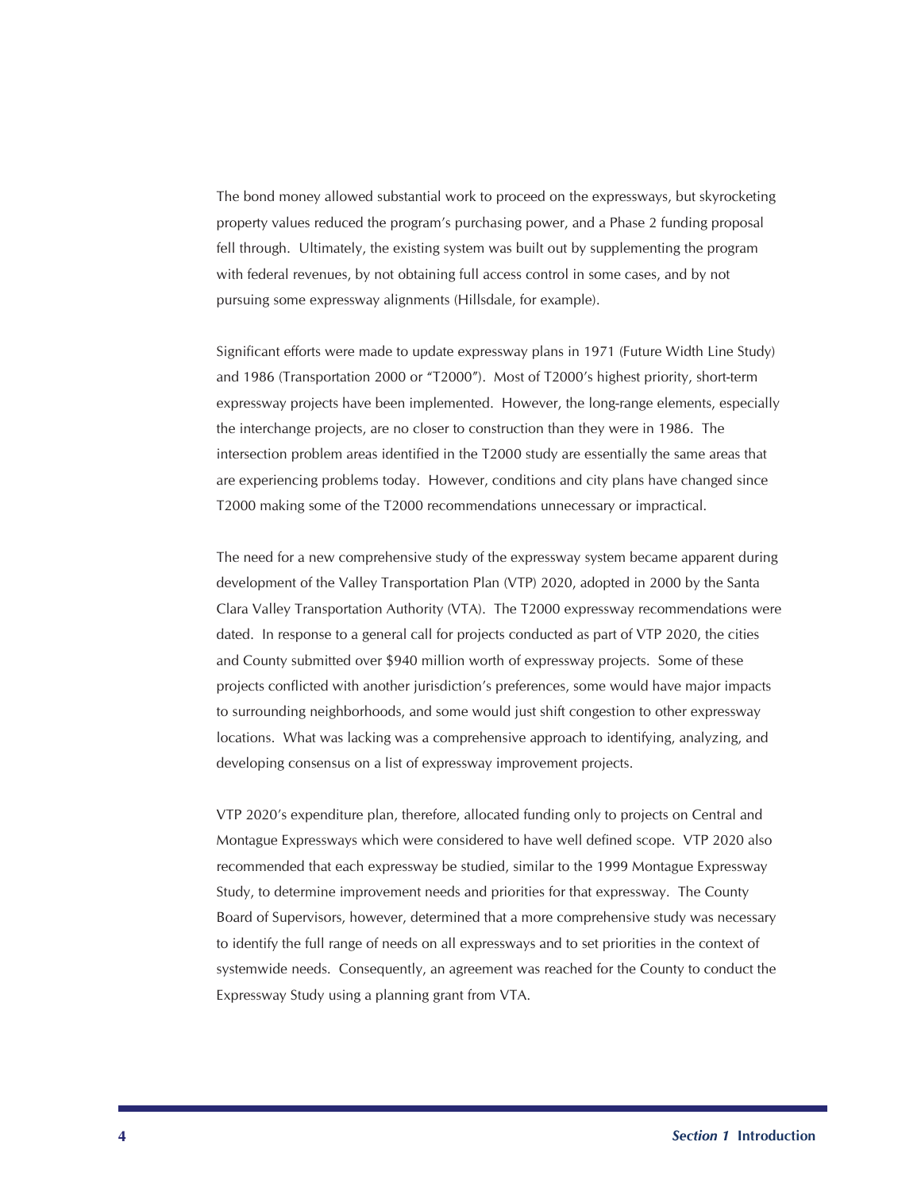The bond money allowed substantial work to proceed on the expressways, but skyrocketing property values reduced the program's purchasing power, and a Phase 2 funding proposal fell through. Ultimately, the existing system was built out by supplementing the program with federal revenues, by not obtaining full access control in some cases, and by not pursuing some expressway alignments (Hillsdale, for example).

Significant efforts were made to update expressway plans in 1971 (Future Width Line Study) and 1986 (Transportation 2000 or "T2000"). Most of T2000's highest priority, short-term expressway projects have been implemented. However, the long-range elements, especially the interchange projects, are no closer to construction than they were in 1986. The intersection problem areas identified in the T2000 study are essentially the same areas that are experiencing problems today. However, conditions and city plans have changed since T2000 making some of the T2000 recommendations unnecessary or impractical.

The need for a new comprehensive study of the expressway system became apparent during development of the Valley Transportation Plan (VTP) 2020, adopted in 2000 by the Santa Clara Valley Transportation Authority (VTA). The T2000 expressway recommendations were dated. In response to a general call for projects conducted as part of VTP 2020, the cities and County submitted over $940 million worth of expressway projects. Some of these projects conflicted with another jurisdiction's preferences, some would have major impacts to surrounding neighborhoods, and some would just shift congestion to other expressway locations. What was lacking was a comprehensive approach to identifying, analyzing, and developing consensus on a list of expressway improvement projects.

VTP 2020's expenditure plan, therefore, allocated funding only to projects on Central and Montague Expressways which were considered to have well defined scope. VTP 2020 also recommended that each expressway be studied, similar to the 1999 Montague Expressway Study, to determine improvement needs and priorities for that expressway. The County Board of Supervisors, however, determined that a more comprehensive study was necessary to identify the full range of needs on all expressways and to set priorities in the context of systemwide needs. Consequently, an agreement was reached for the County to conduct the Expressway Study using a planning grant from VTA.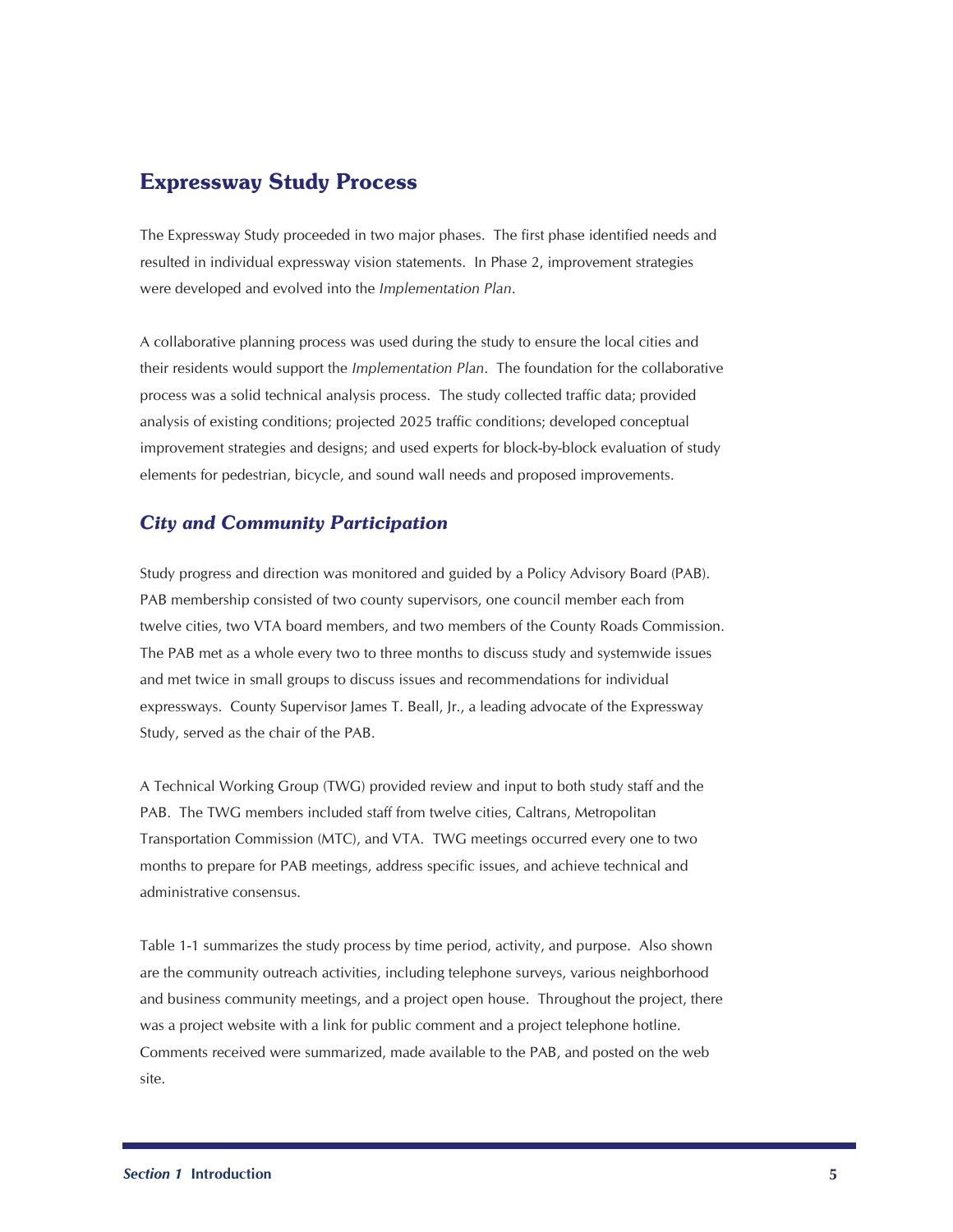## Expressway Study Process

The Expressway Study proceeded in two major phases. The first phase identified needs and resulted in individual expressway vision statements. In Phase 2, improvement strategies were developed and evolved into the *Implementation Plan*.

A collaborative planning process was used during the study to ensure the local cities and their residents would support the *Implementation Plan*. The foundation for the collaborative process was a solid technical analysis process. The study collected traffic data; provided analysis of existing conditions; projected 2025 traffic conditions; developed conceptual improvement strategies and designs; and used experts for block-by-block evaluation of study elements for pedestrian, bicycle, and sound wall needs and proposed improvements.

### *City and Community Participation*

Study progress and direction was monitored and guided by a Policy Advisory Board (PAB). PAB membership consisted of two county supervisors, one council member each from twelve cities, two VTA board members, and two members of the County Roads Commission. The PAB met as a whole every two to three months to discuss study and systemwide issues and met twice in small groups to discuss issues and recommendations for individual expressways. County Supervisor James T. Beall, Jr., a leading advocate of the Expressway Study, served as the chair of the PAB.

A Technical Working Group (TWG) provided review and input to both study staff and the PAB. The TWG members included staff from twelve cities, Caltrans, Metropolitan Transportation Commission (MTC), and VTA. TWG meetings occurred every one to two months to prepare for PAB meetings, address specific issues, and achieve technical and administrative consensus.

Table 1-1 summarizes the study process by time period, activity, and purpose. Also shown are the community outreach activities, including telephone surveys, various neighborhood and business community meetings, and a project open house. Throughout the project, there was a project website with a link for public comment and a project telephone hotline. Comments received were summarized, made available to the PAB, and posted on the web site.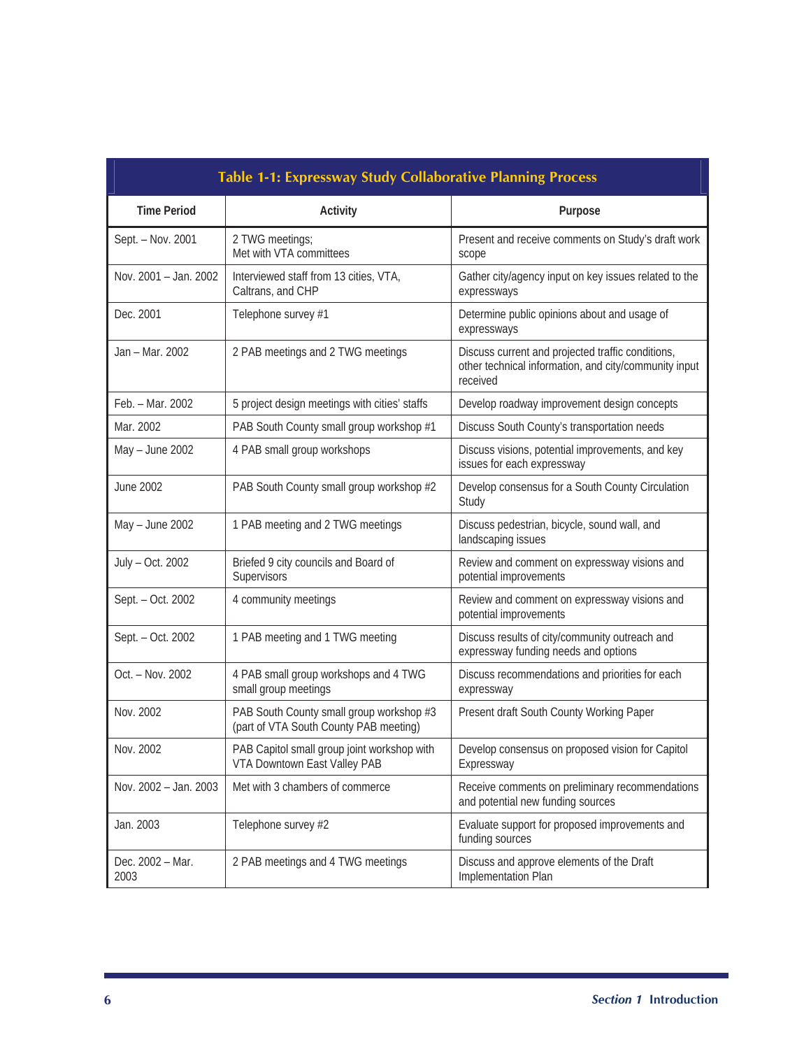**Table 1-1: Expressway Study Collaborative Planning Process**

| Time Period | Activity | Purpose |
|---|---|---|
| Sept. – Nov. 2001 | 2 TWG meetings; Met with VTA committees | Present and receive comments on Study's draft work scope |
| Nov. 2001 – Jan. 2002 | Interviewed staff from 13 cities, VTA, Caltrans, and CHP | Gather city/agency input on key issues related to the expressways |
| Dec. 2001 | Telephone survey #1 | Determine public opinions about and usage of expressways |
| Jan – Mar. 2002 | 2 PAB meetings and 2 TWG meetings | Discuss current and projected traffic conditions, other technical information, and city/community input received |
| Feb. – Mar. 2002 | 5 project design meetings with cities' staffs | Develop roadway improvement design concepts |
| Mar. 2002 | PAB South County small group workshop #1 | Discuss South County's transportation needs |
| May – June 2002 | 4 PAB small group workshops | Discuss visions, potential improvements, and key issues for each expressway |
| June 2002 | PAB South County small group workshop #2 | Develop consensus for a South County Circulation Study |
| May – June 2002 | 1 PAB meeting and 2 TWG meetings | Discuss pedestrian, bicycle, sound wall, and landscaping issues |
| July – Oct. 2002 | Briefed 9 city councils and Board of Supervisors | Review and comment on expressway visions and potential improvements |
| Sept. – Oct. 2002 | 4 community meetings | Review and comment on expressway visions and potential improvements |
| Sept. – Oct. 2002 | 1 PAB meeting and 1 TWG meeting | Discuss results of city/community outreach and expressway funding needs and options |
| Oct. – Nov. 2002 | 4 PAB small group workshops and 4 TWG small group meetings | Discuss recommendations and priorities for each expressway |
| Nov. 2002 | PAB South County small group workshop #3 (part of VTA South County PAB meeting) | Present draft South County Working Paper |
| Nov. 2002 | PAB Capitol small group joint workshop with VTA Downtown East Valley PAB | Develop consensus on proposed vision for Capitol Expressway |
| Nov. 2002 – Jan. 2003 | Met with 3 chambers of commerce | Receive comments on preliminary recommendations and potential new funding sources |
| Jan. 2003 | Telephone survey #2 | Evaluate support for proposed improvements and funding sources |
| Dec. 2002 – Mar. 2003 | 2 PAB meetings and 4 TWG meetings | Discuss and approve elements of the Draft Implementation Plan |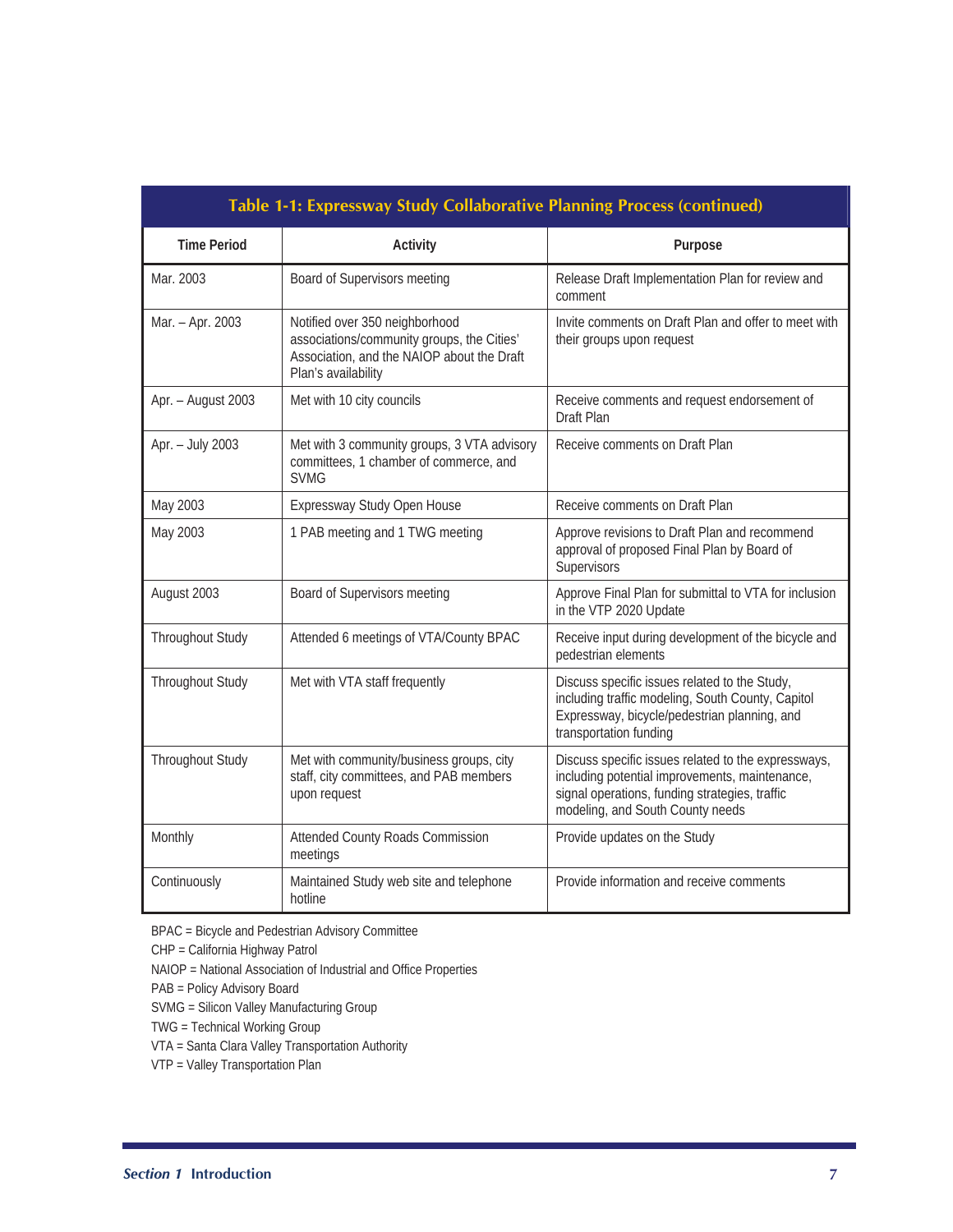**Table 1-1: Expressway Study Collaborative Planning Process (continued)**

| Time Period | Activity | Purpose |
|---|---|---|
| Mar. 2003 | Board of Supervisors meeting | Release Draft Implementation Plan for review and comment |
| Mar. – Apr. 2003 | Notified over 350 neighborhood associations/community groups, the Cities' Association, and the NAIOP about the Draft Plan's availability | Invite comments on Draft Plan and offer to meet with their groups upon request |
| Apr. – August 2003 | Met with 10 city councils | Receive comments and request endorsement of Draft Plan |
| Apr. – July 2003 | Met with 3 community groups, 3 VTA advisory committees, 1 chamber of commerce, and SVMG | Receive comments on Draft Plan |
| May 2003 | Expressway Study Open House | Receive comments on Draft Plan |
| May 2003 | 1 PAB meeting and 1 TWG meeting | Approve revisions to Draft Plan and recommend approval of proposed Final Plan by Board of Supervisors |
| August 2003 | Board of Supervisors meeting | Approve Final Plan for submittal to VTA for inclusion in the VTP 2020 Update |
| Throughout Study | Attended 6 meetings of VTA/County BPAC | Receive input during development of the bicycle and pedestrian elements |
| Throughout Study | Met with VTA staff frequently | Discuss specific issues related to the Study, including traffic modeling, South County, Capitol Expressway, bicycle/pedestrian planning, and transportation funding |
| Throughout Study | Met with community/business groups, city staff, city committees, and PAB members upon request | Discuss specific issues related to the expressways, including potential improvements, maintenance, signal operations, funding strategies, traffic modeling, and South County needs |
| Monthly | Attended County Roads Commission meetings | Provide updates on the Study |
| Continuously | Maintained Study web site and telephone hotline | Provide information and receive comments |

BPAC = Bicycle and Pedestrian Advisory Committee

CHP = California Highway Patrol

NAIOP = National Association of Industrial and Office Properties

PAB = Policy Advisory Board

SVMG = Silicon Valley Manufacturing Group

TWG = Technical Working Group

VTA = Santa Clara Valley Transportation Authority

VTP = Valley Transportation Plan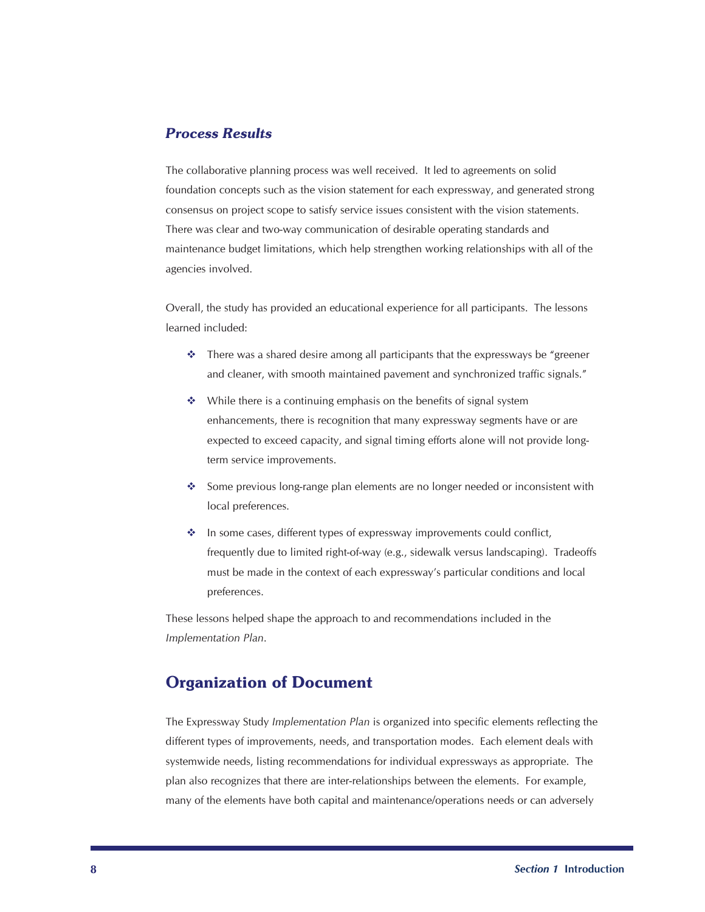### *Process Results*

The collaborative planning process was well received. It led to agreements on solid foundation concepts such as the vision statement for each expressway, and generated strong consensus on project scope to satisfy service issues consistent with the vision statements. There was clear and two-way communication of desirable operating standards and maintenance budget limitations, which help strengthen working relationships with all of the agencies involved.

Overall, the study has provided an educational experience for all participants. The lessons learned included:

- There was a shared desire among all participants that the expressways be "greener and cleaner, with smooth maintained pavement and synchronized traffic signals."
- While there is a continuing emphasis on the benefits of signal system enhancements, there is recognition that many expressway segments have or are expected to exceed capacity, and signal timing efforts alone will not provide long-term service improvements.
- Some previous long-range plan elements are no longer needed or inconsistent with local preferences.
- In some cases, different types of expressway improvements could conflict, frequently due to limited right-of-way (e.g., sidewalk versus landscaping). Tradeoffs must be made in the context of each expressway's particular conditions and local preferences.

These lessons helped shape the approach to and recommendations included in the *Implementation Plan*.

## Organization of Document

The Expressway Study *Implementation Plan* is organized into specific elements reflecting the different types of improvements, needs, and transportation modes. Each element deals with systemwide needs, listing recommendations for individual expressways as appropriate. The plan also recognizes that there are inter-relationships between the elements. For example, many of the elements have both capital and maintenance/operations needs or can adversely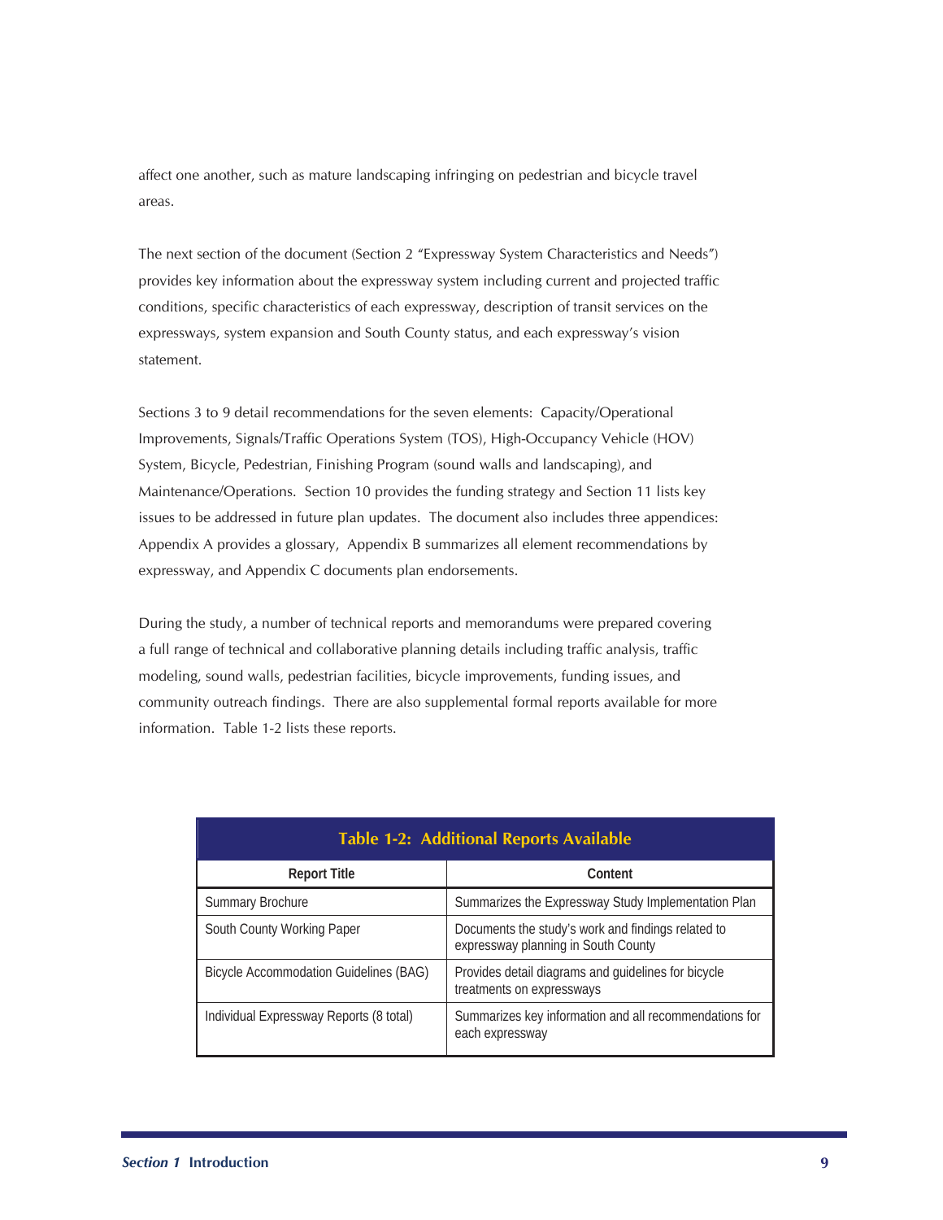affect one another, such as mature landscaping infringing on pedestrian and bicycle travel areas.

The next section of the document (Section 2 "Expressway System Characteristics and Needs") provides key information about the expressway system including current and projected traffic conditions, specific characteristics of each expressway, description of transit services on the expressways, system expansion and South County status, and each expressway's vision statement.

Sections 3 to 9 detail recommendations for the seven elements: Capacity/Operational Improvements, Signals/Traffic Operations System (TOS), High-Occupancy Vehicle (HOV) System, Bicycle, Pedestrian, Finishing Program (sound walls and landscaping), and Maintenance/Operations. Section 10 provides the funding strategy and Section 11 lists key issues to be addressed in future plan updates. The document also includes three appendices: Appendix A provides a glossary, Appendix B summarizes all element recommendations by expressway, and Appendix C documents plan endorsements.

During the study, a number of technical reports and memorandums were prepared covering a full range of technical and collaborative planning details including traffic analysis, traffic modeling, sound walls, pedestrian facilities, bicycle improvements, funding issues, and community outreach findings. There are also supplemental formal reports available for more information. Table 1-2 lists these reports.

**Table 1-2: Additional Reports Available**

| Report Title | Content |
|---|---|
| Summary Brochure | Summarizes the Expressway Study Implementation Plan |
| South County Working Paper | Documents the study's work and findings related to expressway planning in South County |
| Bicycle Accommodation Guidelines (BAG) | Provides detail diagrams and guidelines for bicycle treatments on expressways |
| Individual Expressway Reports (8 total) | Summarizes key information and all recommendations for each expressway |